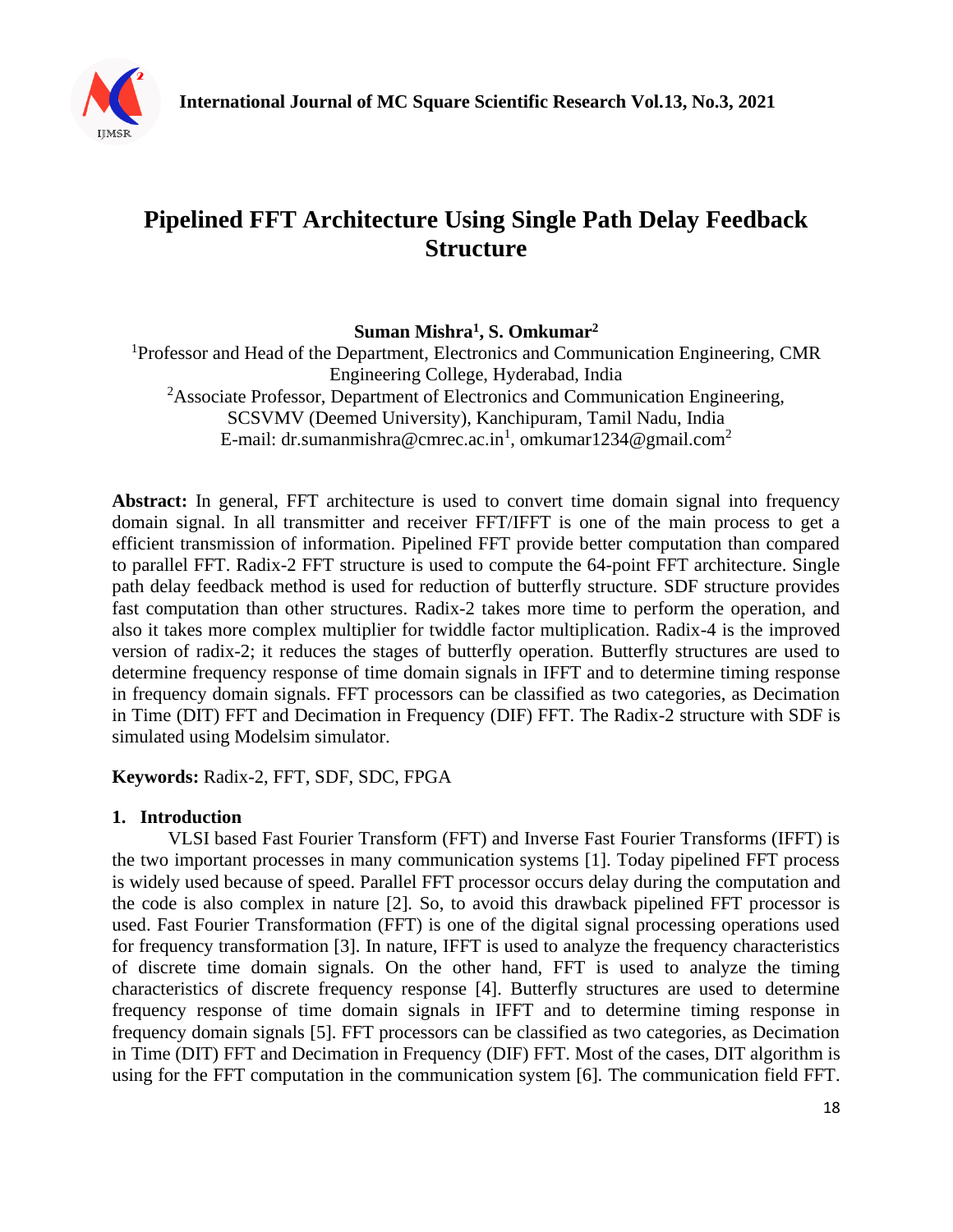# Pipelined FFT Architecture Using Single Path Delay Feedback Structure

**Suman Mishra[1], S. Omkumar[2]**

[1]Professor and Head of the Department, Electronics and Communication Engineering, CMR Engineering College, Hyderabad, India
[2]Associate Professor, Department of Electronics and Communication Engineering, SCSVMV (Deemed University), Kanchipuram, Tamil Nadu, India
E-mail: dr.sumanmishra@cmrec.ac.in[1], omkumar1234@gmail.com[2]

**Abstract:** In general, FFT architecture is used to convert time domain signal into frequency domain signal. In all transmitter and receiver FFT/IFFT is one of the main process to get a efficient transmission of information. Pipelined FFT provide better computation than compared to parallel FFT. Radix-2 FFT structure is used to compute the 64-point FFT architecture. Single path delay feedback method is used for reduction of butterfly structure. SDF structure provides fast computation than other structures. Radix-2 takes more time to perform the operation, and also it takes more complex multiplier for twiddle factor multiplication. Radix-4 is the improved version of radix-2; it reduces the stages of butterfly operation. Butterfly structures are used to determine frequency response of time domain signals in IFFT and to determine timing response in frequency domain signals. FFT processors can be classified as two categories, as Decimation in Time (DIT) FFT and Decimation in Frequency (DIF) FFT. The Radix-2 structure with SDF is simulated using Modelsim simulator.

**Keywords:** Radix-2, FFT, SDF, SDC, FPGA

## 1. Introduction

VLSI based Fast Fourier Transform (FFT) and Inverse Fast Fourier Transforms (IFFT) is the two important processes in many communication systems [1]. Today pipelined FFT process is widely used because of speed. Parallel FFT processor occurs delay during the computation and the code is also complex in nature [2]. So, to avoid this drawback pipelined FFT processor is used. Fast Fourier Transformation (FFT) is one of the digital signal processing operations used for frequency transformation [3]. In nature, IFFT is used to analyze the frequency characteristics of discrete time domain signals. On the other hand, FFT is used to analyze the timing characteristics of discrete frequency response [4]. Butterfly structures are used to determine frequency response of time domain signals in IFFT and to determine timing response in frequency domain signals [5]. FFT processors can be classified as two categories, as Decimation in Time (DIT) FFT and Decimation in Frequency (DIF) FFT. Most of the cases, DIT algorithm is using for the FFT computation in the communication system [6]. The communication field FFT.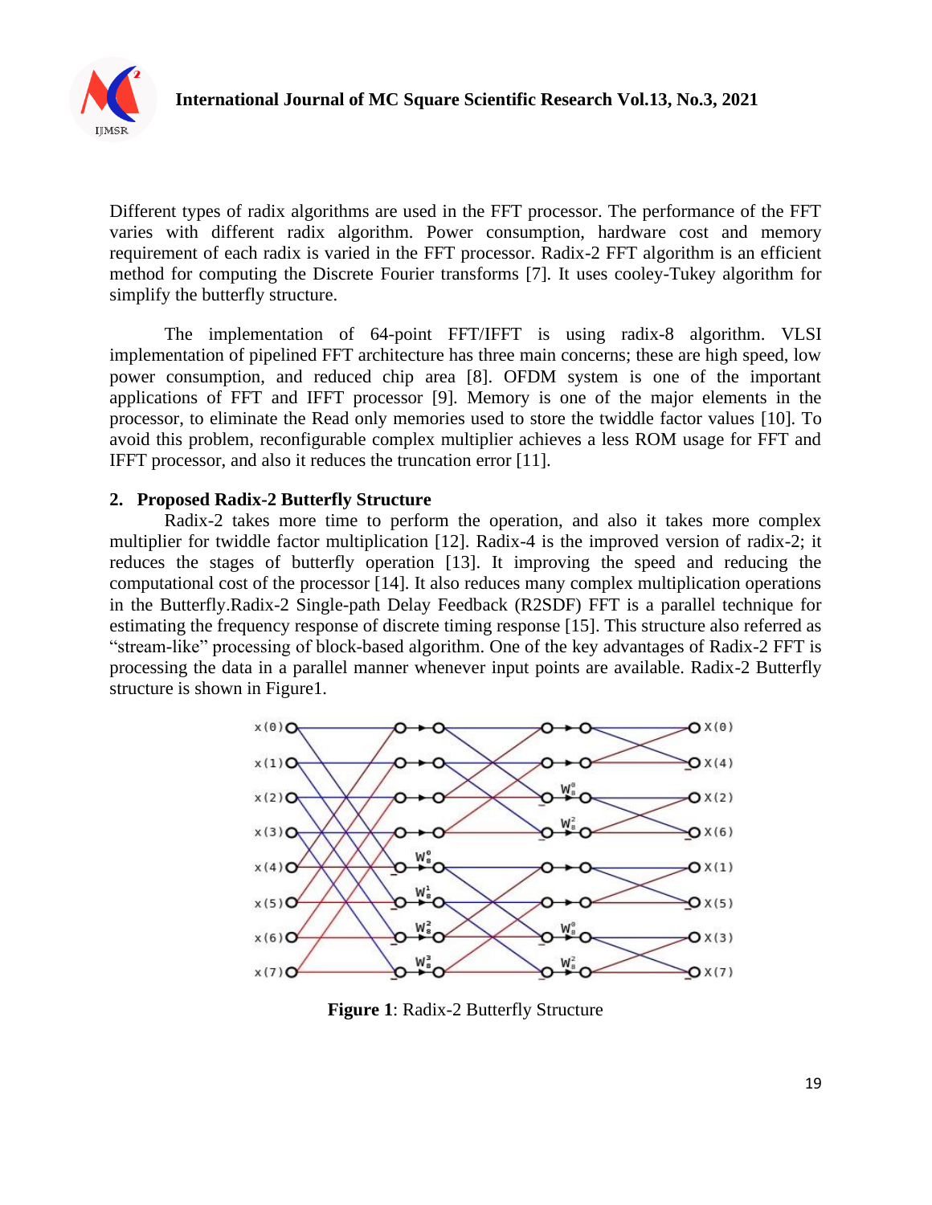Different types of radix algorithms are used in the FFT processor. The performance of the FFT varies with different radix algorithm. Power consumption, hardware cost and memory requirement of each radix is varied in the FFT processor. Radix-2 FFT algorithm is an efficient method for computing the Discrete Fourier transforms [7]. It uses cooley-Tukey algorithm for simplify the butterfly structure.

The implementation of 64-point FFT/IFFT is using radix-8 algorithm. VLSI implementation of pipelined FFT architecture has three main concerns; these are high speed, low power consumption, and reduced chip area [8]. OFDM system is one of the important applications of FFT and IFFT processor [9]. Memory is one of the major elements in the processor, to eliminate the Read only memories used to store the twiddle factor values [10]. To avoid this problem, reconfigurable complex multiplier achieves a less ROM usage for FFT and IFFT processor, and also it reduces the truncation error [11].

## 2. Proposed Radix-2 Butterfly Structure

Radix-2 takes more time to perform the operation, and also it takes more complex multiplier for twiddle factor multiplication [12]. Radix-4 is the improved version of radix-2; it reduces the stages of butterfly operation [13]. It improving the speed and reducing the computational cost of the processor [14]. It also reduces many complex multiplication operations in the Butterfly.Radix-2 Single-path Delay Feedback (R2SDF) FFT is a parallel technique for estimating the frequency response of discrete timing response [15]. This structure also referred as "stream-like" processing of block-based algorithm. One of the key advantages of Radix-2 FFT is processing the data in a parallel manner whenever input points are available. Radix-2 Butterfly structure is shown in Figure1.

**Figure 1**: Radix-2 Butterfly Structure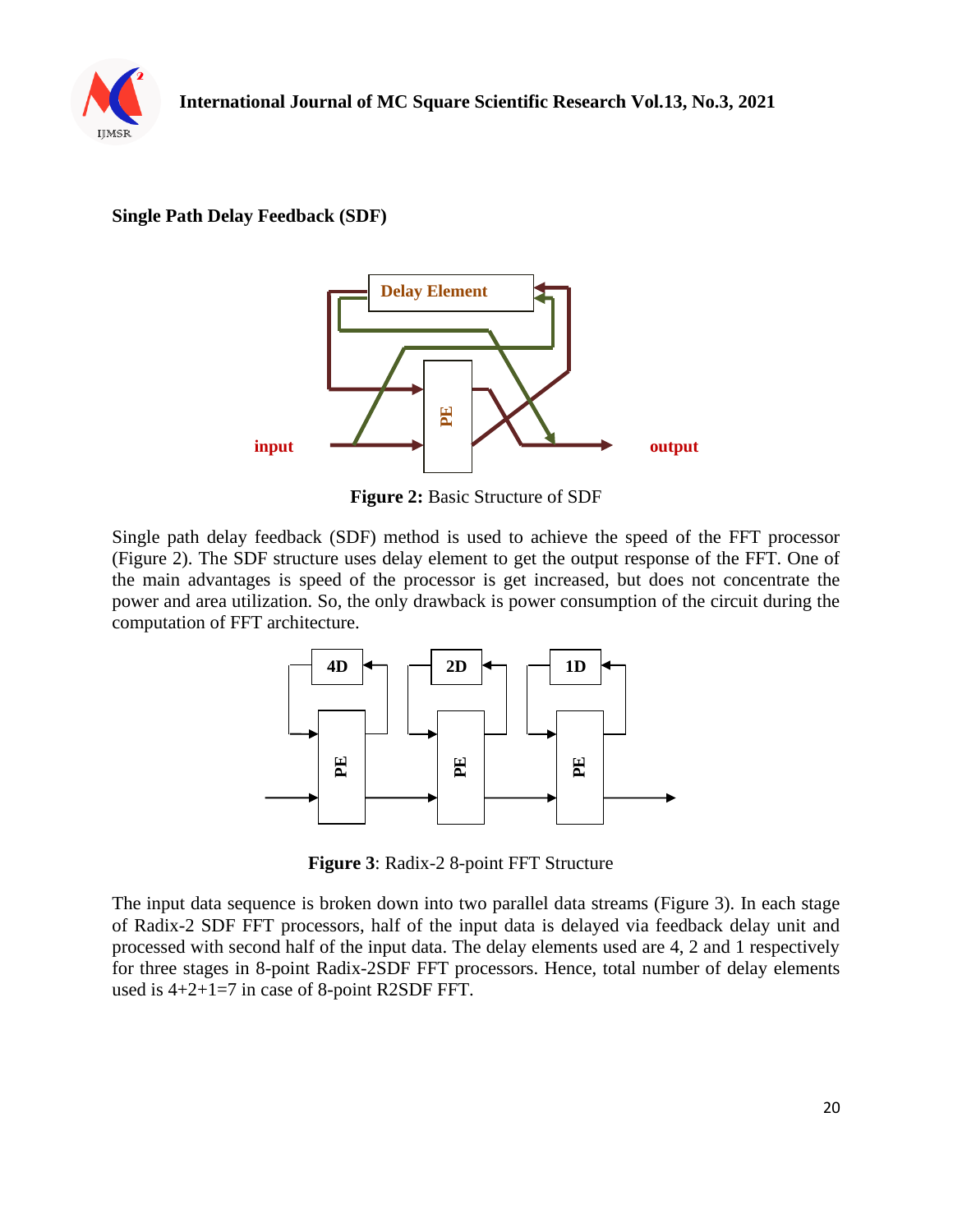**Single Path Delay Feedback (SDF)**

**Figure 2:** Basic Structure of SDF

Single path delay feedback (SDF) method is used to achieve the speed of the FFT processor (Figure 2). The SDF structure uses delay element to get the output response of the FFT. One of the main advantages is speed of the processor is get increased, but does not concentrate the power and area utilization. So, the only drawback is power consumption of the circuit during the computation of FFT architecture.

**Figure 3**: Radix-2 8-point FFT Structure

The input data sequence is broken down into two parallel data streams (Figure 3). In each stage of Radix-2 SDF FFT processors, half of the input data is delayed via feedback delay unit and processed with second half of the input data. The delay elements used are 4, 2 and 1 respectively for three stages in 8-point Radix-2SDF FFT processors. Hence, total number of delay elements used is 4+2+1=7 in case of 8-point R2SDF FFT.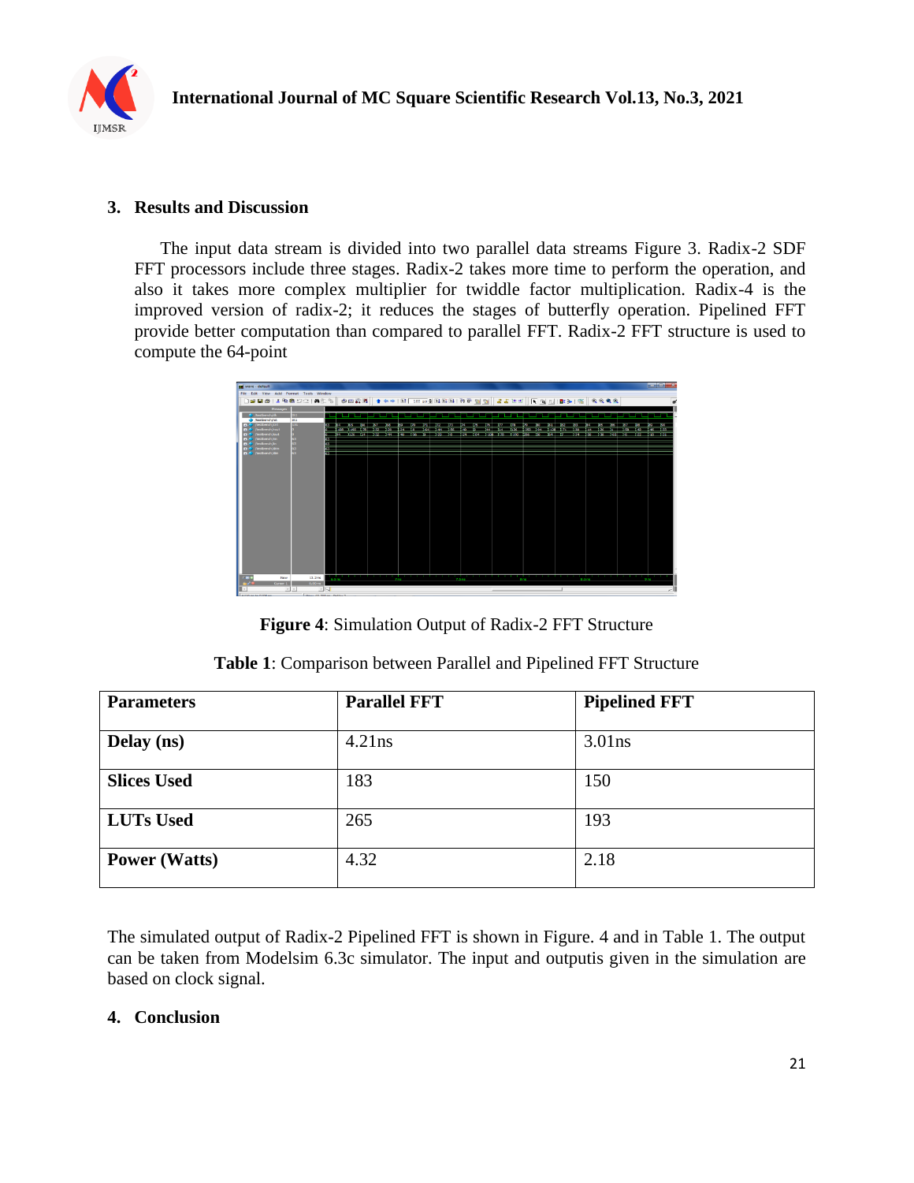## 3. Results and Discussion

The input data stream is divided into two parallel data streams Figure 3. Radix-2 SDF FFT processors include three stages. Radix-2 takes more time to perform the operation, and also it takes more complex multiplier for twiddle factor multiplication. Radix-4 is the improved version of radix-2; it reduces the stages of butterfly operation. Pipelined FFT provide better computation than compared to parallel FFT. Radix-2 FFT structure is used to compute the 64-point

**Figure 4**: Simulation Output of Radix-2 FFT Structure

**Table 1**: Comparison between Parallel and Pipelined FFT Structure

| Parameters | Parallel FFT | Pipelined FFT |
|---|---|---|
| **Delay (ns)** | 4.21ns | 3.01ns |
| **Slices Used** | 183 | 150 |
| **LUTs Used** | 265 | 193 |
| **Power (Watts)** | 4.32 | 2.18 |

The simulated output of Radix-2 Pipelined FFT is shown in Figure. 4 and in Table 1. The output can be taken from Modelsim 6.3c simulator. The input and outputis given in the simulation are based on clock signal.

## 4. Conclusion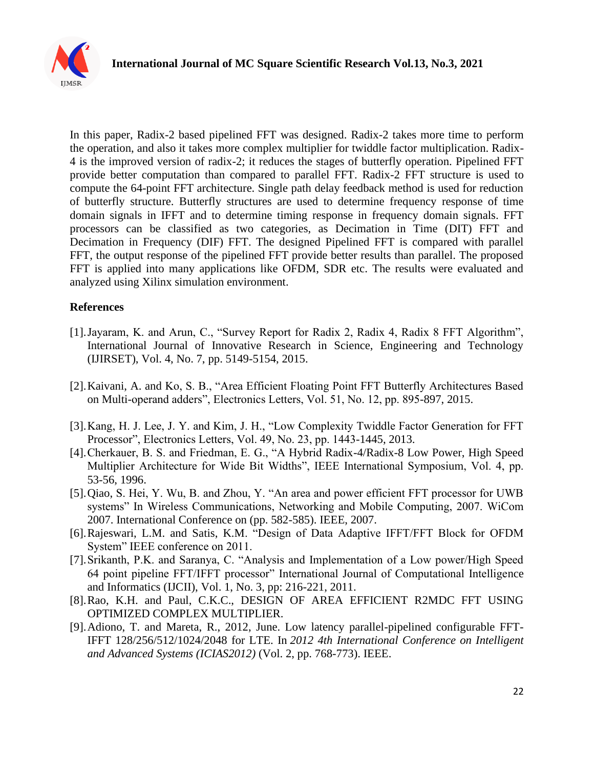In this paper, Radix-2 based pipelined FFT was designed. Radix-2 takes more time to perform the operation, and also it takes more complex multiplier for twiddle factor multiplication. Radix-4 is the improved version of radix-2; it reduces the stages of butterfly operation. Pipelined FFT provide better computation than compared to parallel FFT. Radix-2 FFT structure is used to compute the 64-point FFT architecture. Single path delay feedback method is used for reduction of butterfly structure. Butterfly structures are used to determine frequency response of time domain signals in IFFT and to determine timing response in frequency domain signals. FFT processors can be classified as two categories, as Decimation in Time (DIT) FFT and Decimation in Frequency (DIF) FFT. The designed Pipelined FFT is compared with parallel FFT, the output response of the pipelined FFT provide better results than parallel. The proposed FFT is applied into many applications like OFDM, SDR etc. The results were evaluated and analyzed using Xilinx simulation environment.

## References

[1]. Jayaram, K. and Arun, C., "Survey Report for Radix 2, Radix 4, Radix 8 FFT Algorithm", International Journal of Innovative Research in Science, Engineering and Technology (IJIRSET), Vol. 4, No. 7, pp. 5149-5154, 2015.

[2]. Kaivani, A. and Ko, S. B., "Area Efficient Floating Point FFT Butterfly Architectures Based on Multi-operand adders", Electronics Letters, Vol. 51, No. 12, pp. 895-897, 2015.

[3]. Kang, H. J. Lee, J. Y. and Kim, J. H., "Low Complexity Twiddle Factor Generation for FFT Processor", Electronics Letters, Vol. 49, No. 23, pp. 1443-1445, 2013.

[4]. Cherkauer, B. S. and Friedman, E. G., "A Hybrid Radix-4/Radix-8 Low Power, High Speed Multiplier Architecture for Wide Bit Widths", IEEE International Symposium, Vol. 4, pp. 53-56, 1996.

[5]. Qiao, S. Hei, Y. Wu, B. and Zhou, Y. "An area and power efficient FFT processor for UWB systems" In Wireless Communications, Networking and Mobile Computing, 2007. WiCom 2007. International Conference on (pp. 582-585). IEEE, 2007.

[6]. Rajeswari, L.M. and Satis, K.M. "Design of Data Adaptive IFFT/FFT Block for OFDM System" IEEE conference on 2011.

[7]. Srikanth, P.K. and Saranya, C. "Analysis and Implementation of a Low power/High Speed 64 point pipeline FFT/IFFT processor" International Journal of Computational Intelligence and Informatics (IJCII), Vol. 1, No. 3, pp: 216-221, 2011.

[8]. Rao, K.H. and Paul, C.K.C., DESIGN OF AREA EFFICIENT R2MDC FFT USING OPTIMIZED COMPLEX MULTIPLIER.

[9]. Adiono, T. and Mareta, R., 2012, June. Low latency parallel-pipelined configurable FFT-IFFT 128/256/512/1024/2048 for LTE. In *2012 4th International Conference on Intelligent and Advanced Systems (ICIAS2012)* (Vol. 2, pp. 768-773). IEEE.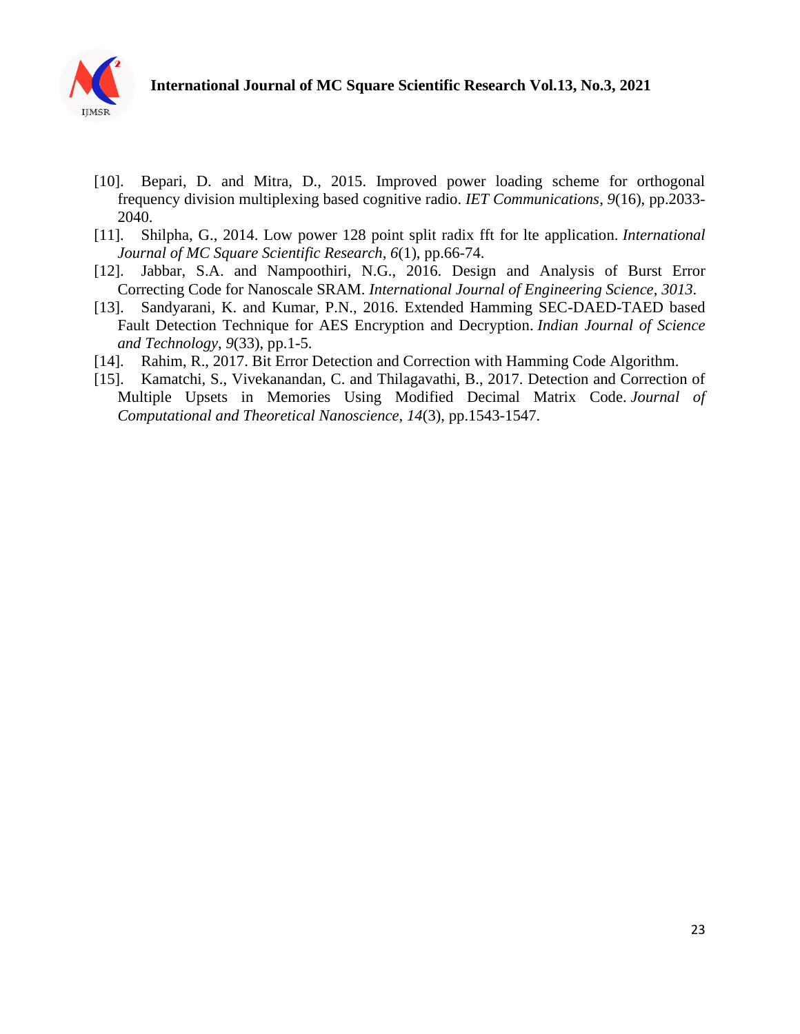[10]. Bepari, D. and Mitra, D., 2015. Improved power loading scheme for orthogonal frequency division multiplexing based cognitive radio. *IET Communications*, *9*(16), pp.2033-2040.

[11]. Shilpha, G., 2014. Low power 128 point split radix fft for lte application. *International Journal of MC Square Scientific Research*, *6*(1), pp.66-74.

[12]. Jabbar, S.A. and Nampoothiri, N.G., 2016. Design and Analysis of Burst Error Correcting Code for Nanoscale SRAM. *International Journal of Engineering Science*, *3013*.

[13]. Sandyarani, K. and Kumar, P.N., 2016. Extended Hamming SEC-DAED-TAED based Fault Detection Technique for AES Encryption and Decryption. *Indian Journal of Science and Technology*, *9*(33), pp.1-5.

[14]. Rahim, R., 2017. Bit Error Detection and Correction with Hamming Code Algorithm.

[15]. Kamatchi, S., Vivekanandan, C. and Thilagavathi, B., 2017. Detection and Correction of Multiple Upsets in Memories Using Modified Decimal Matrix Code. *Journal of Computational and Theoretical Nanoscience*, *14*(3), pp.1543-1547.